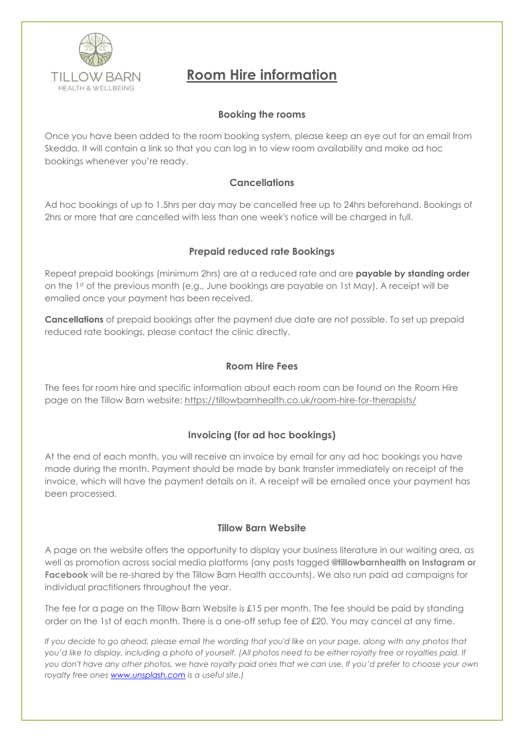TILLOW BARN
HEALTH & WELLBEING

# Room Hire information

### Booking the rooms

Once you have been added to the room booking system, please keep an eye out for an email from Skedda. It will contain a link so that you can log in to view room availability and make ad hoc bookings whenever you're ready.

### Cancellations

Ad hoc bookings of up to 1.5hrs per day may be cancelled free up to 24hrs beforehand. Bookings of 2hrs or more that are cancelled with less than one week's notice will be charged in full.

### Prepaid reduced rate Bookings

Repeat prepaid bookings (minimum 2hrs) are at a reduced rate and are **payable by standing order** on the 1st of the previous month (e.g., June bookings are payable on 1st May). A receipt will be emailed once your payment has been received.

**Cancellations** of prepaid bookings after the payment due date are not possible. To set up prepaid reduced rate bookings, please contact the clinic directly.

### Room Hire Fees

The fees for room hire and specific information about each room can be found on the Room Hire page on the Tillow Barn website: https://tillowbarnhealth.co.uk/room-hire-for-therapists/

### Invoicing (for ad hoc bookings)

At the end of each month, you will receive an invoice by email for any ad hoc bookings you have made during the month. Payment should be made by bank transfer immediately on receipt of the invoice, which will have the payment details on it. A receipt will be emailed once your payment has been processed.

### Tillow Barn Website

A page on the website offers the opportunity to display your business literature in our waiting area, as well as promotion across social media platforms (any posts tagged **@tillowbarnhealth on Instagram or Facebook** will be re-shared by the Tillow Barn Health accounts). We also run paid ad campaigns for individual practitioners throughout the year.

The fee for a page on the Tillow Barn Website is £15 per month. The fee should be paid by standing order on the 1st of each month. There is a one-off setup fee of £20. You may cancel at any time.

*If you decide to go ahead, please email the wording that you'd like on your page, along with any photos that you'd like to display, including a photo of yourself. (All photos need to be either royalty free or royalties paid. If you don't have any other photos, we have royalty paid ones that we can use. If you'd prefer to choose your own royalty free ones www.unsplash.com is a useful site.)*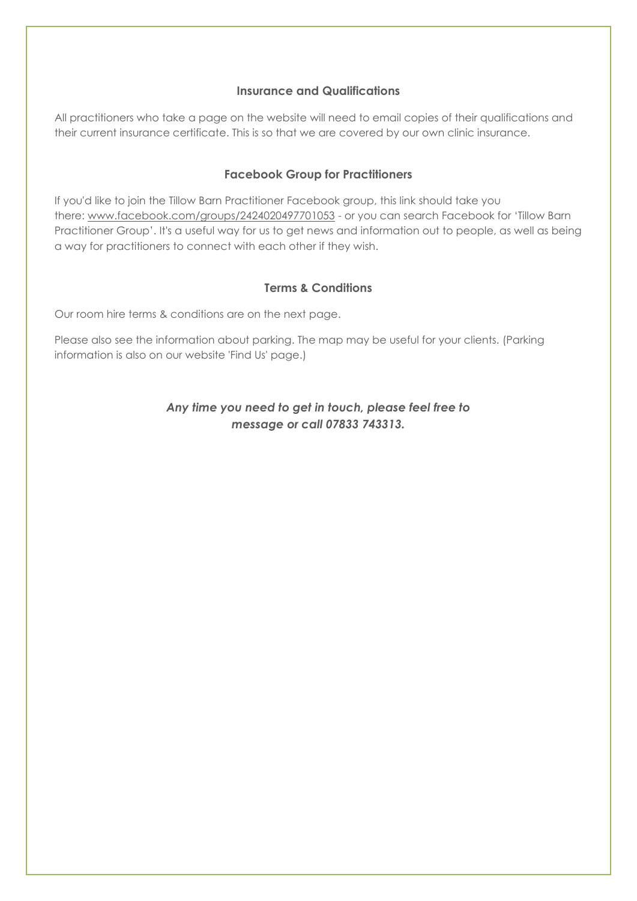## Insurance and Qualifications

All practitioners who take a page on the website will need to email copies of their qualifications and their current insurance certificate. This is so that we are covered by our own clinic insurance.

## Facebook Group for Practitioners

If you'd like to join the Tillow Barn Practitioner Facebook group, this link should take you there: www.facebook.com/groups/2424020497701053 - or you can search Facebook for 'Tillow Barn Practitioner Group'. It's a useful way for us to get news and information out to people, as well as being a way for practitioners to connect with each other if they wish.

## Terms & Conditions

Our room hire terms & conditions are on the next page.

Please also see the information about parking. The map may be useful for your clients. (Parking information is also on our website 'Find Us' page.)

***Any time you need to get in touch, please feel free to message or call 07833 743313.***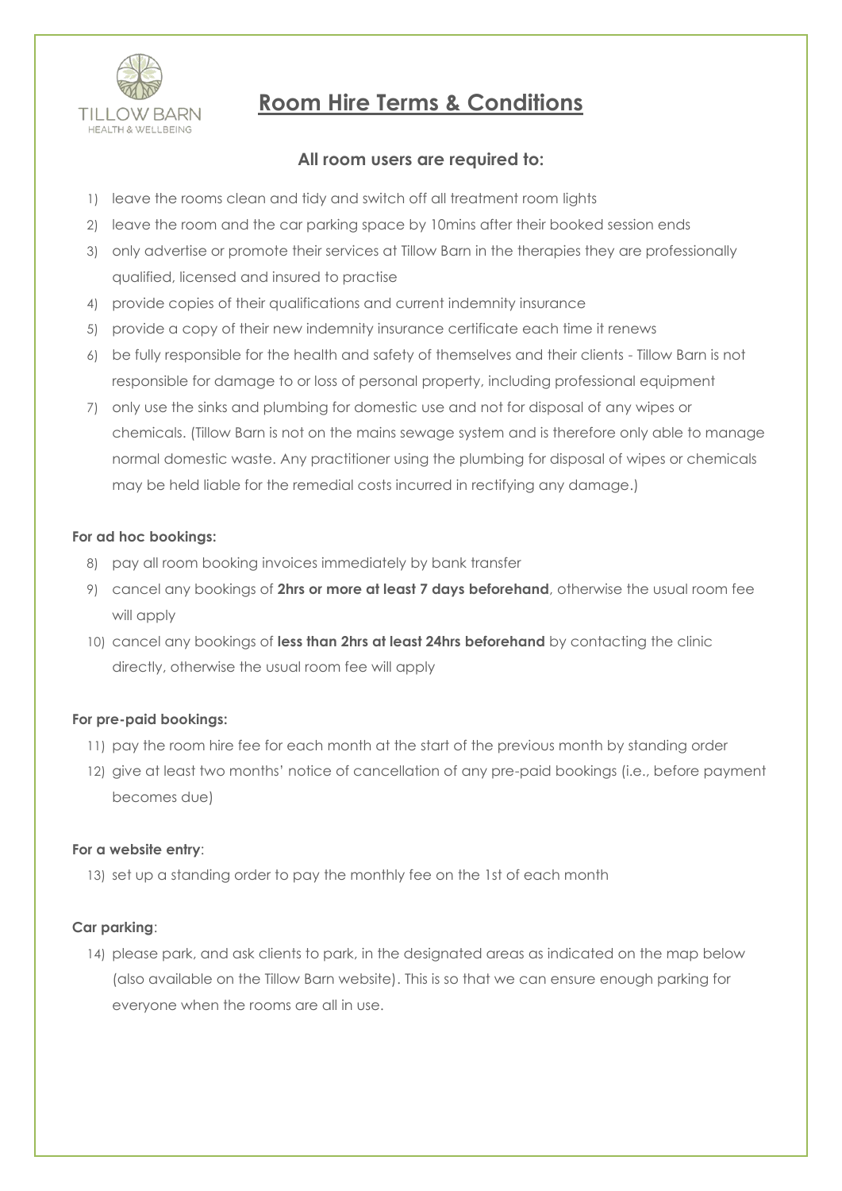TILLOW BARN
HEALTH & WELLBEING

# Room Hire Terms & Conditions

### All room users are required to:

1) leave the rooms clean and tidy and switch off all treatment room lights
2) leave the room and the car parking space by 10mins after their booked session ends
3) only advertise or promote their services at Tillow Barn in the therapies they are professionally qualified, licensed and insured to practise
4) provide copies of their qualifications and current indemnity insurance
5) provide a copy of their new indemnity insurance certificate each time it renews
6) be fully responsible for the health and safety of themselves and their clients - Tillow Barn is not responsible for damage to or loss of personal property, including professional equipment
7) only use the sinks and plumbing for domestic use and not for disposal of any wipes or chemicals. (Tillow Barn is not on the mains sewage system and is therefore only able to manage normal domestic waste. Any practitioner using the plumbing for disposal of wipes or chemicals may be held liable for the remedial costs incurred in rectifying any damage.)

**For ad hoc bookings:**

8) pay all room booking invoices immediately by bank transfer
9) cancel any bookings of **2hrs or more at least 7 days beforehand**, otherwise the usual room fee will apply
10) cancel any bookings of **less than 2hrs at least 24hrs beforehand** by contacting the clinic directly, otherwise the usual room fee will apply

**For pre-paid bookings:**

11) pay the room hire fee for each month at the start of the previous month by standing order
12) give at least two months' notice of cancellation of any pre-paid bookings (i.e., before payment becomes due)

**For a website entry**:

13) set up a standing order to pay the monthly fee on the 1st of each month

**Car parking**:

14) please park, and ask clients to park, in the designated areas as indicated on the map below (also available on the Tillow Barn website). This is so that we can ensure enough parking for everyone when the rooms are all in use.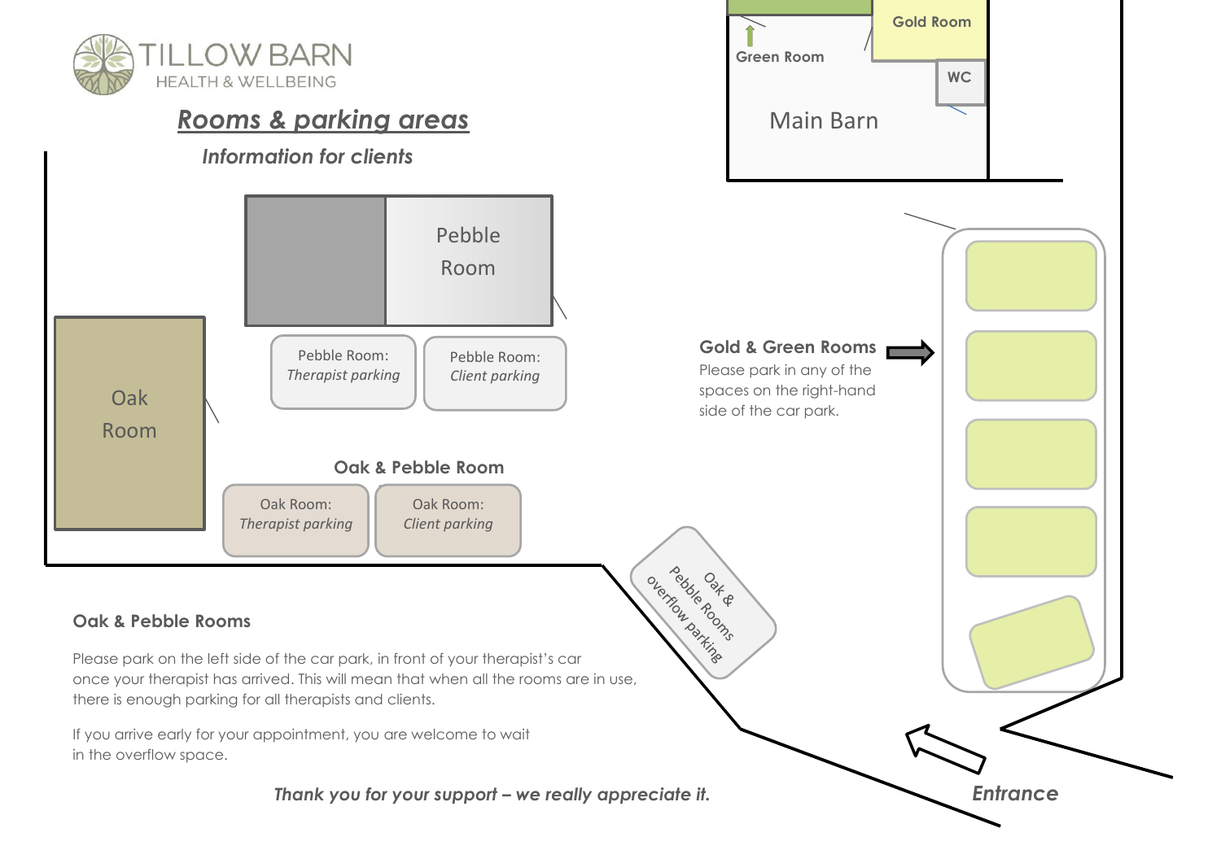TILLOW BARN
HEALTH & WELLBEING

## Rooms & parking areas

### *Information for clients*

Pebble Room

Pebble Room: *Therapist parking*

Pebble Room: *Client parking*

Oak Room

Oak & Pebble Room

Oak Room: *Therapist parking*

Oak Room: *Client parking*

Oak & Pebble Rooms overflow parking

Green Room

Gold Room

WC

Main Barn

**Gold & Green Rooms**

Please park in any of the spaces on the right-hand side of the car park.

*Entrance*

**Oak & Pebble Rooms**

Please park on the left side of the car park, in front of your therapist's car once your therapist has arrived. This will mean that when all the rooms are in use, there is enough parking for all therapists and clients.

If you arrive early for your appointment, you are welcome to wait in the overflow space.

***Thank you for your support – we really appreciate it.***